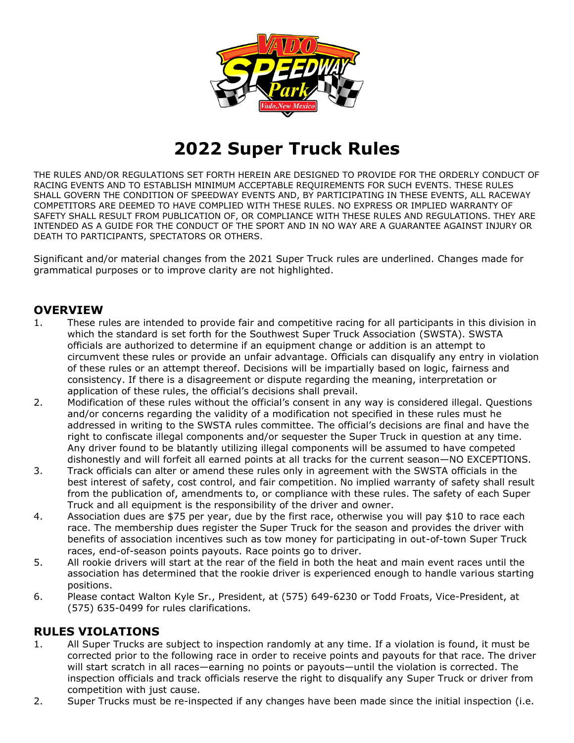# 2022 Super Truck Rules

THE RULES AND/OR REGULATIONS SET FORTH HEREIN ARE DESIGNED TO PROVIDE FOR THE ORDERLY CONDUCT OF RACING EVENTS AND TO ESTABLISH MINIMUM ACCEPTABLE REQUIREMENTS FOR SUCH EVENTS. THESE RULES SHALL GOVERN THE CONDITION OF SPEEDWAY EVENTS AND, BY PARTICIPATING IN THESE EVENTS, ALL RACEWAY COMPETITORS ARE DEEMED TO HAVE COMPLIED WITH THESE RULES. NO EXPRESS OR IMPLIED WARRANTY OF SAFETY SHALL RESULT FROM PUBLICATION OF, OR COMPLIANCE WITH THESE RULES AND REGULATIONS. THEY ARE INTENDED AS A GUIDE FOR THE CONDUCT OF THE SPORT AND IN NO WAY ARE A GUARANTEE AGAINST INJURY OR DEATH TO PARTICIPANTS, SPECTATORS OR OTHERS.

Significant and/or material changes from the 2021 Super Truck rules are underlined. Changes made for grammatical purposes or to improve clarity are not highlighted.

## OVERVIEW

1. These rules are intended to provide fair and competitive racing for all participants in this division in which the standard is set forth for the Southwest Super Truck Association (SWSTA). SWSTA officials are authorized to determine if an equipment change or addition is an attempt to circumvent these rules or provide an unfair advantage. Officials can disqualify any entry in violation of these rules or an attempt thereof. Decisions will be impartially based on logic, fairness and consistency. If there is a disagreement or dispute regarding the meaning, interpretation or application of these rules, the official's decisions shall prevail.
2. Modification of these rules without the official's consent in any way is considered illegal. Questions and/or concerns regarding the validity of a modification not specified in these rules must he addressed in writing to the SWSTA rules committee. The official's decisions are final and have the right to confiscate illegal components and/or sequester the Super Truck in question at any time. Any driver found to be blatantly utilizing illegal components will be assumed to have competed dishonestly and will forfeit all earned points at all tracks for the current season—NO EXCEPTIONS.
3. Track officials can alter or amend these rules only in agreement with the SWSTA officials in the best interest of safety, cost control, and fair competition. No implied warranty of safety shall result from the publication of, amendments to, or compliance with these rules. The safety of each Super Truck and all equipment is the responsibility of the driver and owner.
4. Association dues are $75 per year, due by the first race, otherwise you will pay $10 to race each race. The membership dues register the Super Truck for the season and provides the driver with benefits of association incentives such as tow money for participating in out-of-town Super Truck races, end-of-season points payouts. Race points go to driver.
5. All rookie drivers will start at the rear of the field in both the heat and main event races until the association has determined that the rookie driver is experienced enough to handle various starting positions.
6. Please contact Walton Kyle Sr., President, at (575) 649-6230 or Todd Froats, Vice-President, at (575) 635-0499 for rules clarifications.

## RULES VIOLATIONS

1. All Super Trucks are subject to inspection randomly at any time. If a violation is found, it must be corrected prior to the following race in order to receive points and payouts for that race. The driver will start scratch in all races—earning no points or payouts—until the violation is corrected. The inspection officials and track officials reserve the right to disqualify any Super Truck or driver from competition with just cause.
2. Super Trucks must be re-inspected if any changes have been made since the initial inspection (i.e.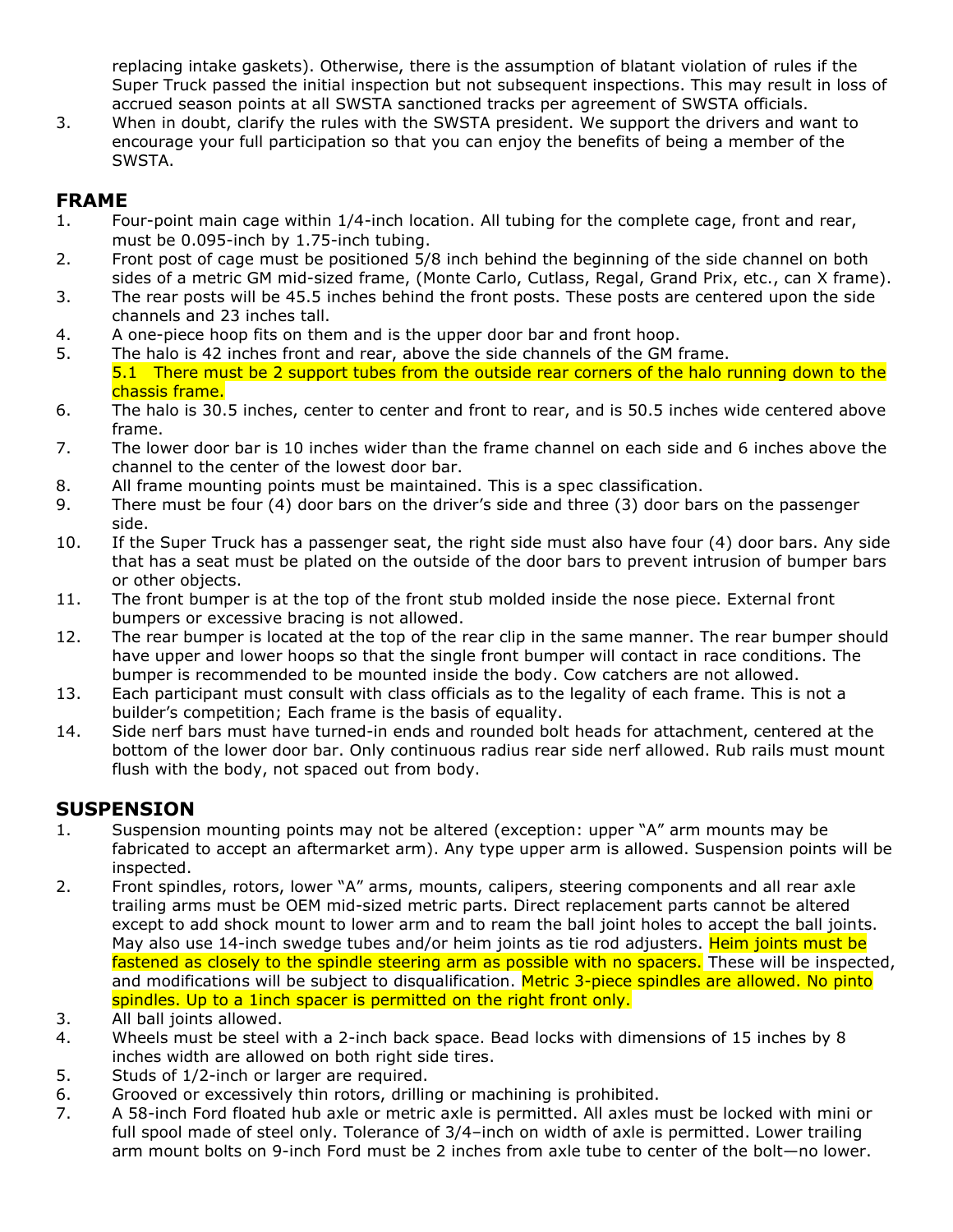replacing intake gaskets). Otherwise, there is the assumption of blatant violation of rules if the Super Truck passed the initial inspection but not subsequent inspections. This may result in loss of accrued season points at all SWSTA sanctioned tracks per agreement of SWSTA officials.

3. When in doubt, clarify the rules with the SWSTA president. We support the drivers and want to encourage your full participation so that you can enjoy the benefits of being a member of the SWSTA.

## FRAME

1. Four-point main cage within 1/4-inch location. All tubing for the complete cage, front and rear, must be 0.095-inch by 1.75-inch tubing.
2. Front post of cage must be positioned 5/8 inch behind the beginning of the side channel on both sides of a metric GM mid-sized frame, (Monte Carlo, Cutlass, Regal, Grand Prix, etc., can X frame).
3. The rear posts will be 45.5 inches behind the front posts. These posts are centered upon the side channels and 23 inches tall.
4. A one-piece hoop fits on them and is the upper door bar and front hoop.
5. The halo is 42 inches front and rear, above the side channels of the GM frame.
   5.1 There must be 2 support tubes from the outside rear corners of the halo running down to the chassis frame.
6. The halo is 30.5 inches, center to center and front to rear, and is 50.5 inches wide centered above frame.
7. The lower door bar is 10 inches wider than the frame channel on each side and 6 inches above the channel to the center of the lowest door bar.
8. All frame mounting points must be maintained. This is a spec classification.
9. There must be four (4) door bars on the driver's side and three (3) door bars on the passenger side.
10. If the Super Truck has a passenger seat, the right side must also have four (4) door bars. Any side that has a seat must be plated on the outside of the door bars to prevent intrusion of bumper bars or other objects.
11. The front bumper is at the top of the front stub molded inside the nose piece. External front bumpers or excessive bracing is not allowed.
12. The rear bumper is located at the top of the rear clip in the same manner. The rear bumper should have upper and lower hoops so that the single front bumper will contact in race conditions. The bumper is recommended to be mounted inside the body. Cow catchers are not allowed.
13. Each participant must consult with class officials as to the legality of each frame. This is not a builder's competition; Each frame is the basis of equality.
14. Side nerf bars must have turned-in ends and rounded bolt heads for attachment, centered at the bottom of the lower door bar. Only continuous radius rear side nerf allowed. Rub rails must mount flush with the body, not spaced out from body.

## SUSPENSION

1. Suspension mounting points may not be altered (exception: upper "A" arm mounts may be fabricated to accept an aftermarket arm). Any type upper arm is allowed. Suspension points will be inspected.
2. Front spindles, rotors, lower "A" arms, mounts, calipers, steering components and all rear axle trailing arms must be OEM mid-sized metric parts. Direct replacement parts cannot be altered except to add shock mount to lower arm and to ream the ball joint holes to accept the ball joints. May also use 14-inch swedge tubes and/or heim joints as tie rod adjusters. Heim joints must be fastened as closely to the spindle steering arm as possible with no spacers. These will be inspected, and modifications will be subject to disqualification. Metric 3-piece spindles are allowed. No pinto spindles. Up to a 1inch spacer is permitted on the right front only.
3. All ball joints allowed.
4. Wheels must be steel with a 2-inch back space. Bead locks with dimensions of 15 inches by 8 inches width are allowed on both right side tires.
5. Studs of 1/2-inch or larger are required.
6. Grooved or excessively thin rotors, drilling or machining is prohibited.
7. A 58-inch Ford floated hub axle or metric axle is permitted. All axles must be locked with mini or full spool made of steel only. Tolerance of 3/4–inch on width of axle is permitted. Lower trailing arm mount bolts on 9-inch Ford must be 2 inches from axle tube to center of the bolt—no lower.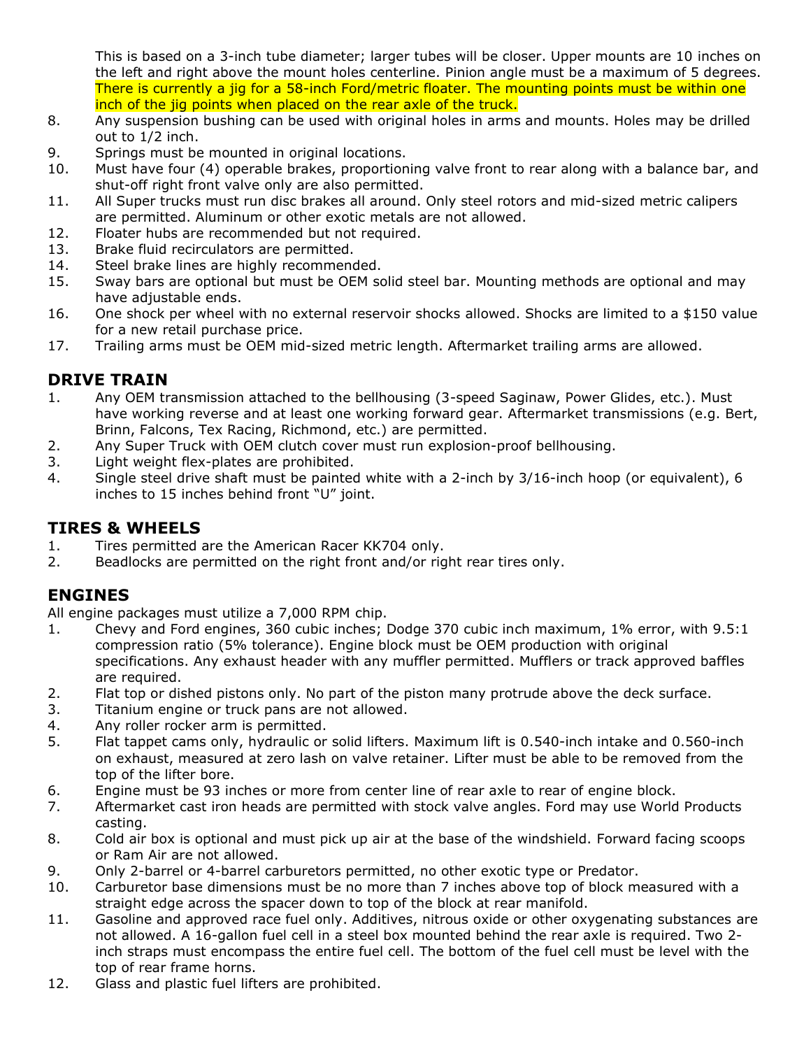This is based on a 3-inch tube diameter; larger tubes will be closer. Upper mounts are 10 inches on the left and right above the mount holes centerline. Pinion angle must be a maximum of 5 degrees. There is currently a jig for a 58-inch Ford/metric floater. The mounting points must be within one inch of the jig points when placed on the rear axle of the truck.

8. Any suspension bushing can be used with original holes in arms and mounts. Holes may be drilled out to 1/2 inch.
9. Springs must be mounted in original locations.
10. Must have four (4) operable brakes, proportioning valve front to rear along with a balance bar, and shut-off right front valve only are also permitted.
11. All Super trucks must run disc brakes all around. Only steel rotors and mid-sized metric calipers are permitted. Aluminum or other exotic metals are not allowed.
12. Floater hubs are recommended but not required.
13. Brake fluid recirculators are permitted.
14. Steel brake lines are highly recommended.
15. Sway bars are optional but must be OEM solid steel bar. Mounting methods are optional and may have adjustable ends.
16. One shock per wheel with no external reservoir shocks allowed. Shocks are limited to a $150 value for a new retail purchase price.
17. Trailing arms must be OEM mid-sized metric length. Aftermarket trailing arms are allowed.

## DRIVE TRAIN

1. Any OEM transmission attached to the bellhousing (3-speed Saginaw, Power Glides, etc.). Must have working reverse and at least one working forward gear. Aftermarket transmissions (e.g. Bert, Brinn, Falcons, Tex Racing, Richmond, etc.) are permitted.
2. Any Super Truck with OEM clutch cover must run explosion-proof bellhousing.
3. Light weight flex-plates are prohibited.
4. Single steel drive shaft must be painted white with a 2-inch by 3/16-inch hoop (or equivalent), 6 inches to 15 inches behind front "U" joint.

## TIRES & WHEELS

1. Tires permitted are the American Racer KK704 only.
2. Beadlocks are permitted on the right front and/or right rear tires only.

## ENGINES

All engine packages must utilize a 7,000 RPM chip.

1. Chevy and Ford engines, 360 cubic inches; Dodge 370 cubic inch maximum, 1% error, with 9.5:1 compression ratio (5% tolerance). Engine block must be OEM production with original specifications. Any exhaust header with any muffler permitted. Mufflers or track approved baffles are required.
2. Flat top or dished pistons only. No part of the piston many protrude above the deck surface.
3. Titanium engine or truck pans are not allowed.
4. Any roller rocker arm is permitted.
5. Flat tappet cams only, hydraulic or solid lifters. Maximum lift is 0.540-inch intake and 0.560-inch on exhaust, measured at zero lash on valve retainer. Lifter must be able to be removed from the top of the lifter bore.
6. Engine must be 93 inches or more from center line of rear axle to rear of engine block.
7. Aftermarket cast iron heads are permitted with stock valve angles. Ford may use World Products casting.
8. Cold air box is optional and must pick up air at the base of the windshield. Forward facing scoops or Ram Air are not allowed.
9. Only 2-barrel or 4-barrel carburetors permitted, no other exotic type or Predator.
10. Carburetor base dimensions must be no more than 7 inches above top of block measured with a straight edge across the spacer down to top of the block at rear manifold.
11. Gasoline and approved race fuel only. Additives, nitrous oxide or other oxygenating substances are not allowed. A 16-gallon fuel cell in a steel box mounted behind the rear axle is required. Two 2-inch straps must encompass the entire fuel cell. The bottom of the fuel cell must be level with the top of rear frame horns.
12. Glass and plastic fuel lifters are prohibited.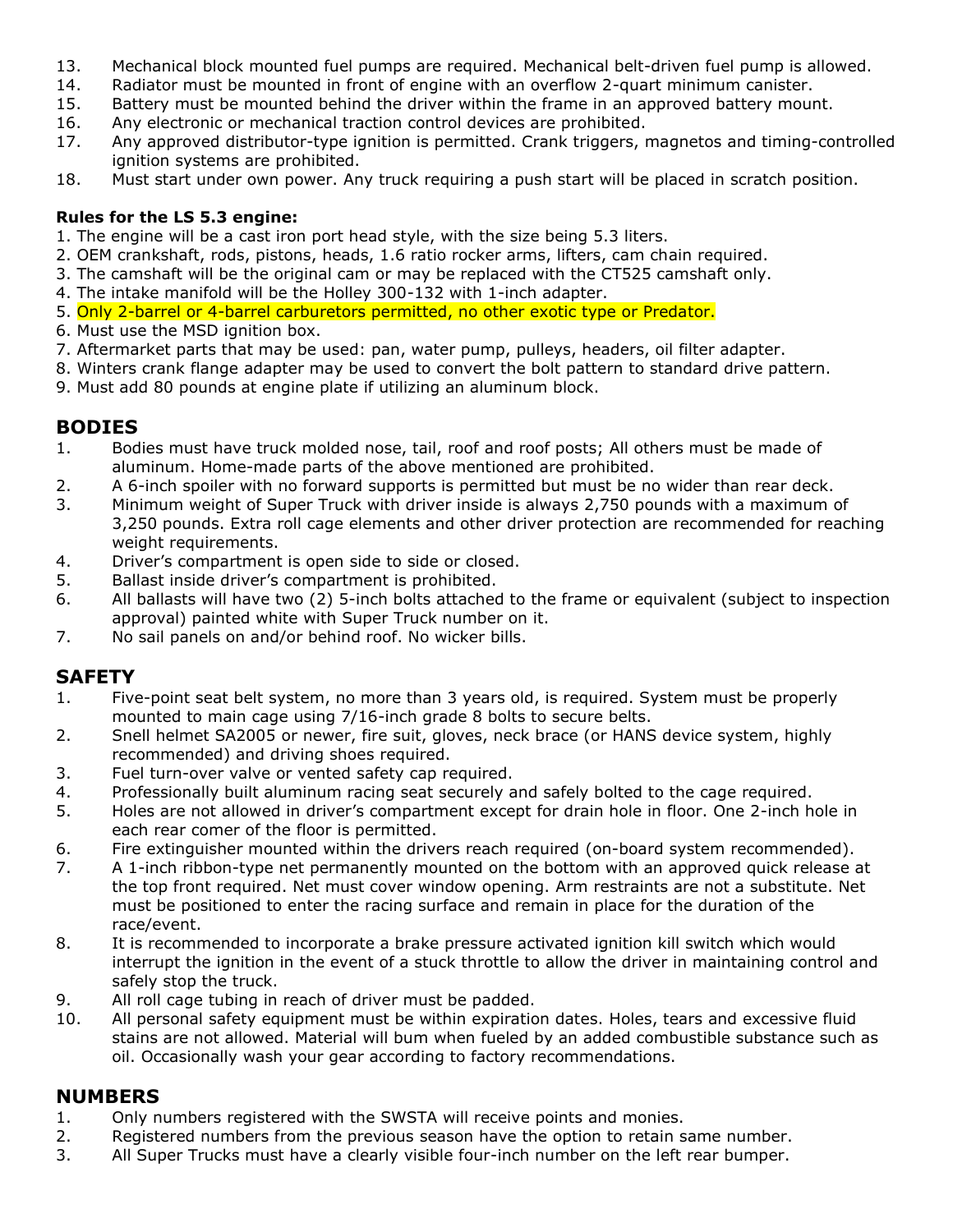13. Mechanical block mounted fuel pumps are required. Mechanical belt-driven fuel pump is allowed.
14. Radiator must be mounted in front of engine with an overflow 2-quart minimum canister.
15. Battery must be mounted behind the driver within the frame in an approved battery mount.
16. Any electronic or mechanical traction control devices are prohibited.
17. Any approved distributor-type ignition is permitted. Crank triggers, magnetos and timing-controlled ignition systems are prohibited.
18. Must start under own power. Any truck requiring a push start will be placed in scratch position.

**Rules for the LS 5.3 engine:**

1. The engine will be a cast iron port head style, with the size being 5.3 liters.
2. OEM crankshaft, rods, pistons, heads, 1.6 ratio rocker arms, lifters, cam chain required.
3. The camshaft will be the original cam or may be replaced with the CT525 camshaft only.
4. The intake manifold will be the Holley 300-132 with 1-inch adapter.
5. Only 2-barrel or 4-barrel carburetors permitted, no other exotic type or Predator.
6. Must use the MSD ignition box.
7. Aftermarket parts that may be used: pan, water pump, pulleys, headers, oil filter adapter.
8. Winters crank flange adapter may be used to convert the bolt pattern to standard drive pattern.
9. Must add 80 pounds at engine plate if utilizing an aluminum block.

## BODIES

1. Bodies must have truck molded nose, tail, roof and roof posts; All others must be made of aluminum. Home-made parts of the above mentioned are prohibited.
2. A 6-inch spoiler with no forward supports is permitted but must be no wider than rear deck.
3. Minimum weight of Super Truck with driver inside is always 2,750 pounds with a maximum of 3,250 pounds. Extra roll cage elements and other driver protection are recommended for reaching weight requirements.
4. Driver's compartment is open side to side or closed.
5. Ballast inside driver's compartment is prohibited.
6. All ballasts will have two (2) 5-inch bolts attached to the frame or equivalent (subject to inspection approval) painted white with Super Truck number on it.
7. No sail panels on and/or behind roof. No wicker bills.

## SAFETY

1. Five-point seat belt system, no more than 3 years old, is required. System must be properly mounted to main cage using 7/16-inch grade 8 bolts to secure belts.
2. Snell helmet SA2005 or newer, fire suit, gloves, neck brace (or HANS device system, highly recommended) and driving shoes required.
3. Fuel turn-over valve or vented safety cap required.
4. Professionally built aluminum racing seat securely and safely bolted to the cage required.
5. Holes are not allowed in driver's compartment except for drain hole in floor. One 2-inch hole in each rear comer of the floor is permitted.
6. Fire extinguisher mounted within the drivers reach required (on-board system recommended).
7. A 1-inch ribbon-type net permanently mounted on the bottom with an approved quick release at the top front required. Net must cover window opening. Arm restraints are not a substitute. Net must be positioned to enter the racing surface and remain in place for the duration of the race/event.
8. It is recommended to incorporate a brake pressure activated ignition kill switch which would interrupt the ignition in the event of a stuck throttle to allow the driver in maintaining control and safely stop the truck.
9. All roll cage tubing in reach of driver must be padded.
10. All personal safety equipment must be within expiration dates. Holes, tears and excessive fluid stains are not allowed. Material will bum when fueled by an added combustible substance such as oil. Occasionally wash your gear according to factory recommendations.

## NUMBERS

1. Only numbers registered with the SWSTA will receive points and monies.
2. Registered numbers from the previous season have the option to retain same number.
3. All Super Trucks must have a clearly visible four-inch number on the left rear bumper.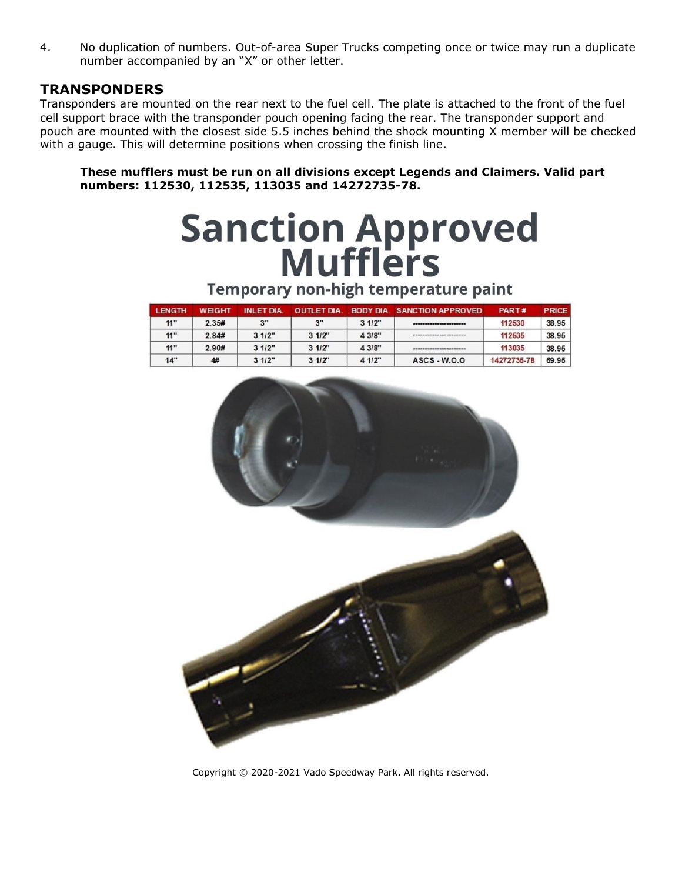4. No duplication of numbers. Out-of-area Super Trucks competing once or twice may run a duplicate number accompanied by an "X" or other letter.

## TRANSPONDERS

Transponders are mounted on the rear next to the fuel cell. The plate is attached to the front of the fuel cell support brace with the transponder pouch opening facing the rear. The transponder support and pouch are mounted with the closest side 5.5 inches behind the shock mounting X member will be checked with a gauge. This will determine positions when crossing the finish line.

**These mufflers must be run on all divisions except Legends and Claimers. Valid part numbers: 112530, 112535, 113035 and 14272735-78.**

# Sanction Approved Mufflers

### Temporary non-high temperature paint

| LENGTH | WEIGHT | INLET DIA. | OUTLET DIA. | BODY DIA. | SANCTION APPROVED | PART # | PRICE |
|---|---|---|---|---|---|---|---|
| 11" | 2.35# | 3" | 3" | 3 1/2" | ---------------------- | 112530 | 38.95 |
| 11" | 2.84# | 3 1/2" | 3 1/2" | 4 3/8" | ---------------------- | 112535 | 38.95 |
| 11" | 2.90# | 3 1/2" | 3 1/2" | 4 3/8" | ---------------------- | 113035 | 38.95 |
| 14" | 4# | 3 1/2" | 3 1/2" | 4 1/2" | ASCS - W.O.O | 14272735-78 | 69.95 |

Copyright © 2020-2021 Vado Speedway Park. All rights reserved.